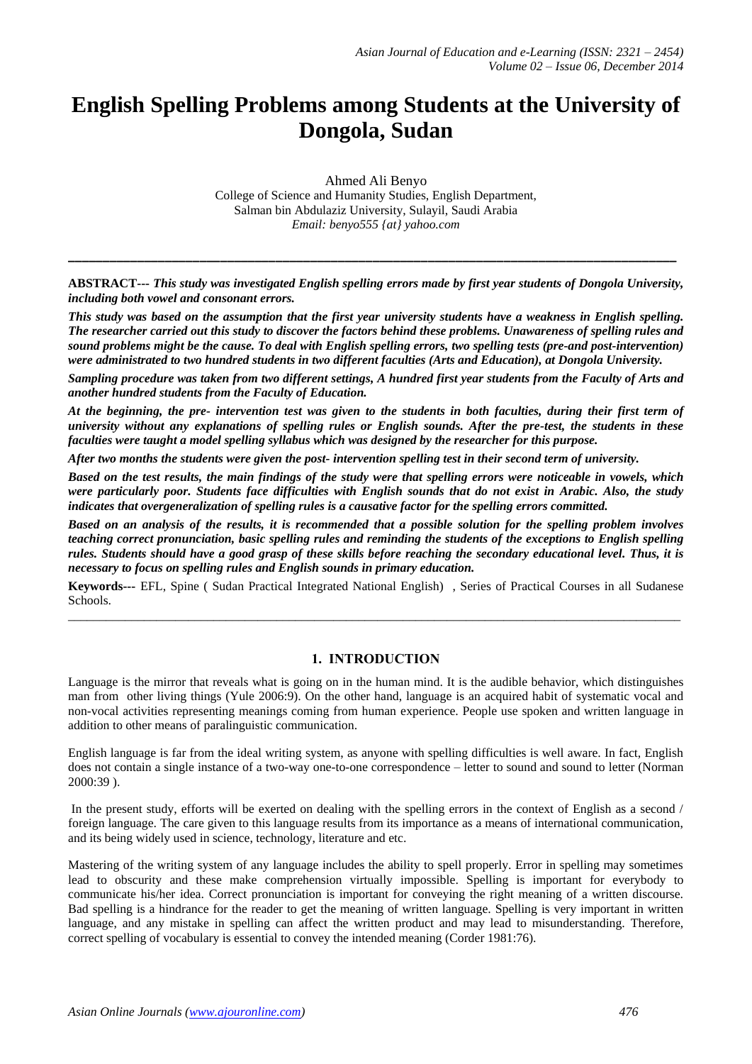# English Spelling Problems among Students at the University of Dongola, Sudan

Ahmed Ali Benyo
College of Science and Humanity Studies, English Department,
Salman bin Abdulaziz University, Sulayil, Saudi Arabia
*Email: benyo555 {at} yahoo.com*

---

**ABSTRACT---** ***This study was investigated English spelling errors made by first year students of Dongola University, including both vowel and consonant errors.***

***This study was based on the assumption that the first year university students have a weakness in English spelling. The researcher carried out this study to discover the factors behind these problems. Unawareness of spelling rules and sound problems might be the cause. To deal with English spelling errors, two spelling tests (pre-and post-intervention) were administrated to two hundred students in two different faculties (Arts and Education), at Dongola University.***

***Sampling procedure was taken from two different settings, A hundred first year students from the Faculty of Arts and another hundred students from the Faculty of Education.***

***At the beginning, the pre- intervention test was given to the students in both faculties, during their first term of university without any explanations of spelling rules or English sounds. After the pre-test, the students in these faculties were taught a model spelling syllabus which was designed by the researcher for this purpose.***

***After two months the students were given the post- intervention spelling test in their second term of university.***

***Based on the test results, the main findings of the study were that spelling errors were noticeable in vowels, which were particularly poor. Students face difficulties with English sounds that do not exist in Arabic. Also, the study indicates that overgeneralization of spelling rules is a causative factor for the spelling errors committed.***

***Based on an analysis of the results, it is recommended that a possible solution for the spelling problem involves teaching correct pronunciation, basic spelling rules and reminding the students of the exceptions to English spelling rules. Students should have a good grasp of these skills before reaching the secondary educational level. Thus, it is necessary to focus on spelling rules and English sounds in primary education.***

**Keywords---** EFL, Spine ( Sudan Practical Integrated National English) , Series of Practical Courses in all Sudanese Schools.

---

## 1. INTRODUCTION

Language is the mirror that reveals what is going on in the human mind. It is the audible behavior, which distinguishes man from other living things (Yule 2006:9). On the other hand, language is an acquired habit of systematic vocal and non-vocal activities representing meanings coming from human experience. People use spoken and written language in addition to other means of paralinguistic communication.

English language is far from the ideal writing system, as anyone with spelling difficulties is well aware. In fact, English does not contain a single instance of a two-way one-to-one correspondence – letter to sound and sound to letter (Norman 2000:39 ).

In the present study, efforts will be exerted on dealing with the spelling errors in the context of English as a second / foreign language. The care given to this language results from its importance as a means of international communication, and its being widely used in science, technology, literature and etc.

Mastering of the writing system of any language includes the ability to spell properly. Error in spelling may sometimes lead to obscurity and these make comprehension virtually impossible. Spelling is important for everybody to communicate his/her idea. Correct pronunciation is important for conveying the right meaning of a written discourse. Bad spelling is a hindrance for the reader to get the meaning of written language. Spelling is very important in written language, and any mistake in spelling can affect the written product and may lead to misunderstanding. Therefore, correct spelling of vocabulary is essential to convey the intended meaning (Corder 1981:76).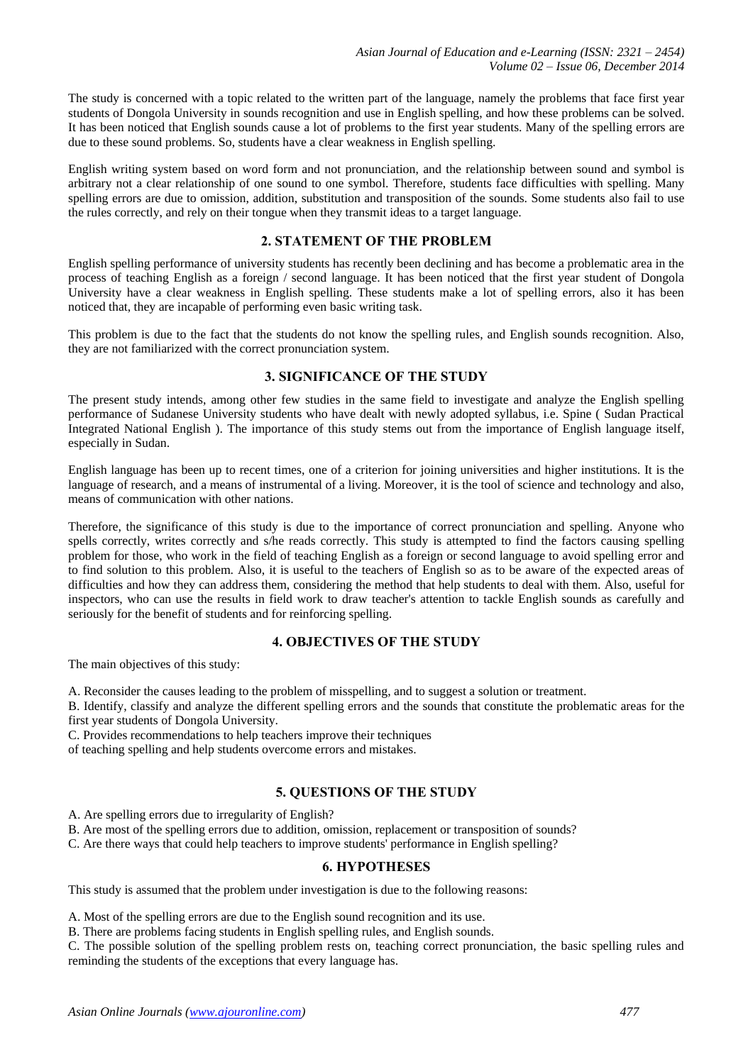The study is concerned with a topic related to the written part of the language, namely the problems that face first year students of Dongola University in sounds recognition and use in English spelling, and how these problems can be solved. It has been noticed that English sounds cause a lot of problems to the first year students. Many of the spelling errors are due to these sound problems. So, students have a clear weakness in English spelling.

English writing system based on word form and not pronunciation, and the relationship between sound and symbol is arbitrary not a clear relationship of one sound to one symbol. Therefore, students face difficulties with spelling. Many spelling errors are due to omission, addition, substitution and transposition of the sounds. Some students also fail to use the rules correctly, and rely on their tongue when they transmit ideas to a target language.

## 2. STATEMENT OF THE PROBLEM

English spelling performance of university students has recently been declining and has become a problematic area in the process of teaching English as a foreign / second language. It has been noticed that the first year student of Dongola University have a clear weakness in English spelling. These students make a lot of spelling errors, also it has been noticed that, they are incapable of performing even basic writing task.

This problem is due to the fact that the students do not know the spelling rules, and English sounds recognition. Also, they are not familiarized with the correct pronunciation system.

## 3. SIGNIFICANCE OF THE STUDY

The present study intends, among other few studies in the same field to investigate and analyze the English spelling performance of Sudanese University students who have dealt with newly adopted syllabus, i.e. Spine ( Sudan Practical Integrated National English ). The importance of this study stems out from the importance of English language itself, especially in Sudan.

English language has been up to recent times, one of a criterion for joining universities and higher institutions. It is the language of research, and a means of instrumental of a living. Moreover, it is the tool of science and technology and also, means of communication with other nations.

Therefore, the significance of this study is due to the importance of correct pronunciation and spelling. Anyone who spells correctly, writes correctly and s/he reads correctly. This study is attempted to find the factors causing spelling problem for those, who work in the field of teaching English as a foreign or second language to avoid spelling error and to find solution to this problem. Also, it is useful to the teachers of English so as to be aware of the expected areas of difficulties and how they can address them, considering the method that help students to deal with them. Also, useful for inspectors, who can use the results in field work to draw teacher's attention to tackle English sounds as carefully and seriously for the benefit of students and for reinforcing spelling.

## 4. OBJECTIVES OF THE STUDY

The main objectives of this study:

A. Reconsider the causes leading to the problem of misspelling, and to suggest a solution or treatment.

B. Identify, classify and analyze the different spelling errors and the sounds that constitute the problematic areas for the first year students of Dongola University.

C. Provides recommendations to help teachers improve their techniques of teaching spelling and help students overcome errors and mistakes.

## 5. QUESTIONS OF THE STUDY

A. Are spelling errors due to irregularity of English?

B. Are most of the spelling errors due to addition, omission, replacement or transposition of sounds?

C. Are there ways that could help teachers to improve students' performance in English spelling?

## 6. HYPOTHESES

This study is assumed that the problem under investigation is due to the following reasons:

A. Most of the spelling errors are due to the English sound recognition and its use.

B. There are problems facing students in English spelling rules, and English sounds.

C. The possible solution of the spelling problem rests on, teaching correct pronunciation, the basic spelling rules and reminding the students of the exceptions that every language has.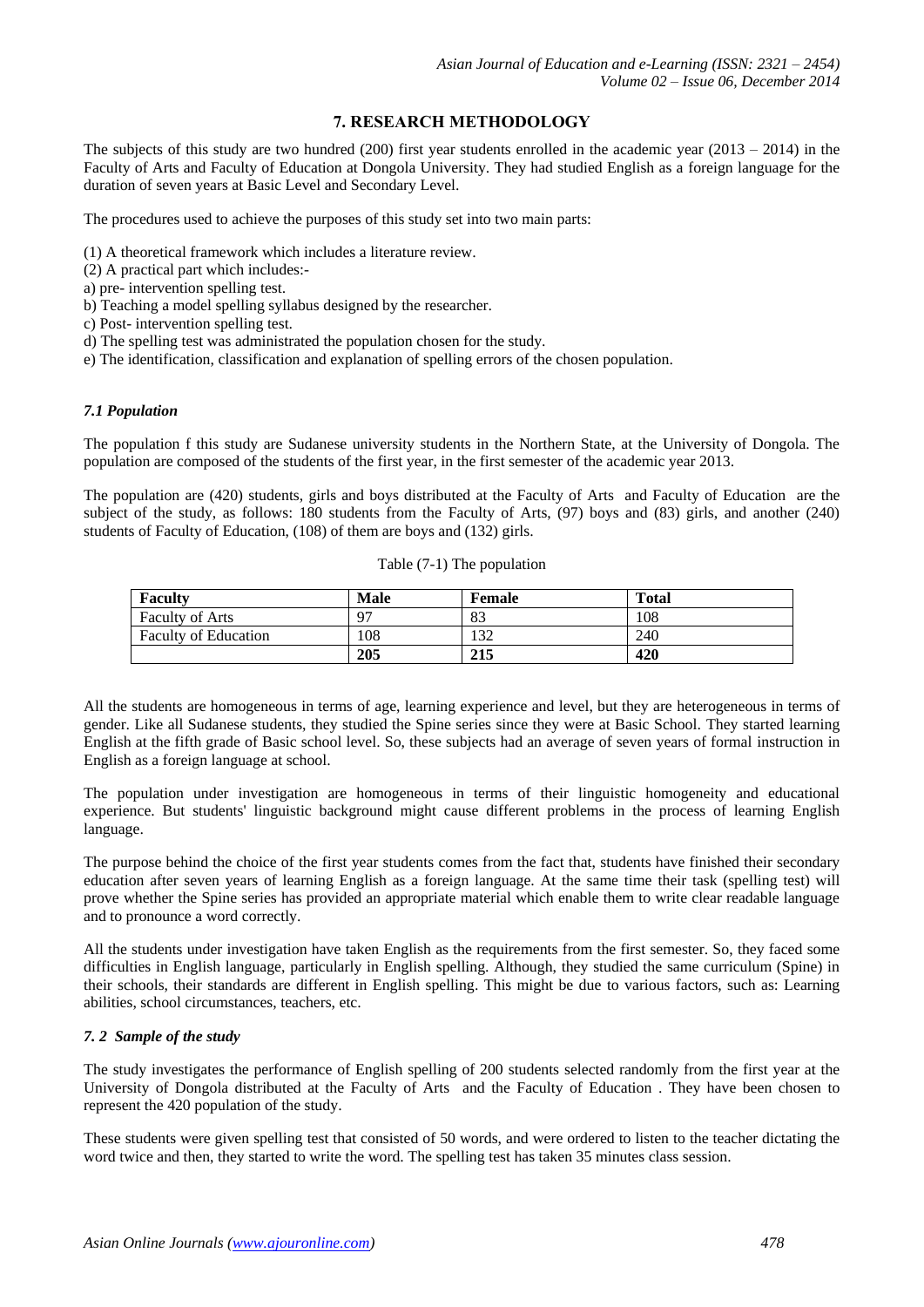## 7. RESEARCH METHODOLOGY

The subjects of this study are two hundred (200) first year students enrolled in the academic year (2013 – 2014) in the Faculty of Arts and Faculty of Education at Dongola University. They had studied English as a foreign language for the duration of seven years at Basic Level and Secondary Level.

The procedures used to achieve the purposes of this study set into two main parts:

(1) A theoretical framework which includes a literature review.
(2) A practical part which includes:-
a) pre- intervention spelling test.
b) Teaching a model spelling syllabus designed by the researcher.
c) Post- intervention spelling test.
d) The spelling test was administrated the population chosen for the study.
e) The identification, classification and explanation of spelling errors of the chosen population.

### *7.1 Population*

The population f this study are Sudanese university students in the Northern State, at the University of Dongola. The population are composed of the students of the first year, in the first semester of the academic year 2013.

The population are (420) students, girls and boys distributed at the Faculty of Arts and Faculty of Education are the subject of the study, as follows: 180 students from the Faculty of Arts, (97) boys and (83) girls, and another (240) students of Faculty of Education, (108) of them are boys and (132) girls.

Table (7-1) The population

| **Faculty** | **Male** | **Female** | **Total** |
|---|---|---|---|
| Faculty of Arts | 97 | 83 | 108 |
| Faculty of Education | 108 | 132 | 240 |
| | **205** | **215** | **420** |

All the students are homogeneous in terms of age, learning experience and level, but they are heterogeneous in terms of gender. Like all Sudanese students, they studied the Spine series since they were at Basic School. They started learning English at the fifth grade of Basic school level. So, these subjects had an average of seven years of formal instruction in English as a foreign language at school.

The population under investigation are homogeneous in terms of their linguistic homogeneity and educational experience. But students' linguistic background might cause different problems in the process of learning English language.

The purpose behind the choice of the first year students comes from the fact that, students have finished their secondary education after seven years of learning English as a foreign language. At the same time their task (spelling test) will prove whether the Spine series has provided an appropriate material which enable them to write clear readable language and to pronounce a word correctly.

All the students under investigation have taken English as the requirements from the first semester. So, they faced some difficulties in English language, particularly in English spelling. Although, they studied the same curriculum (Spine) in their schools, their standards are different in English spelling. This might be due to various factors, such as: Learning abilities, school circumstances, teachers, etc.

### *7. 2 Sample of the study*

The study investigates the performance of English spelling of 200 students selected randomly from the first year at the University of Dongola distributed at the Faculty of Arts and the Faculty of Education . They have been chosen to represent the 420 population of the study.

These students were given spelling test that consisted of 50 words, and were ordered to listen to the teacher dictating the word twice and then, they started to write the word. The spelling test has taken 35 minutes class session.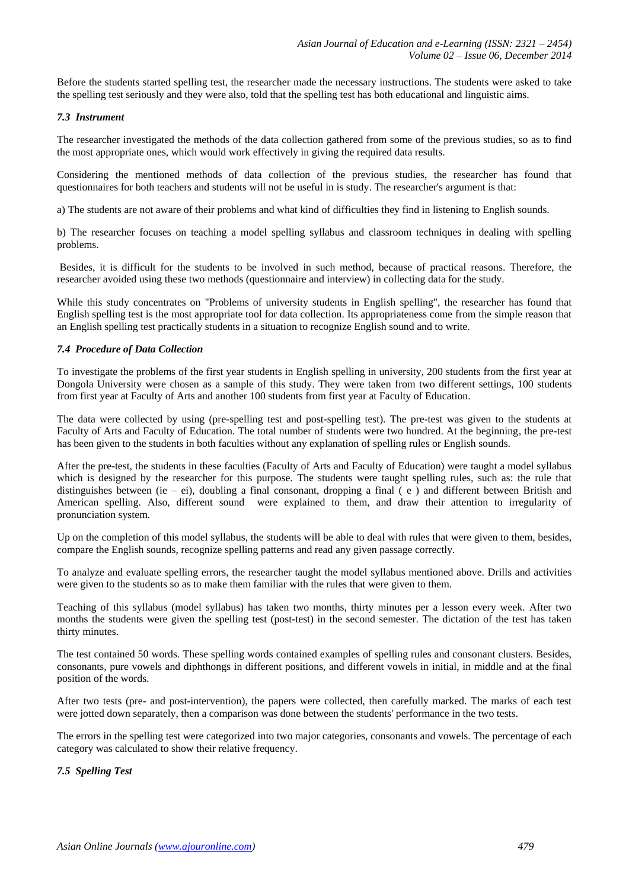Before the students started spelling test, the researcher made the necessary instructions. The students were asked to take the spelling test seriously and they were also, told that the spelling test has both educational and linguistic aims.

### *7.3 Instrument*

The researcher investigated the methods of the data collection gathered from some of the previous studies, so as to find the most appropriate ones, which would work effectively in giving the required data results.

Considering the mentioned methods of data collection of the previous studies, the researcher has found that questionnaires for both teachers and students will not be useful in is study. The researcher's argument is that:

a) The students are not aware of their problems and what kind of difficulties they find in listening to English sounds.

b) The researcher focuses on teaching a model spelling syllabus and classroom techniques in dealing with spelling problems.

Besides, it is difficult for the students to be involved in such method, because of practical reasons. Therefore, the researcher avoided using these two methods (questionnaire and interview) in collecting data for the study.

While this study concentrates on "Problems of university students in English spelling", the researcher has found that English spelling test is the most appropriate tool for data collection. Its appropriateness come from the simple reason that an English spelling test practically students in a situation to recognize English sound and to write.

### *7.4 Procedure of Data Collection*

To investigate the problems of the first year students in English spelling in university, 200 students from the first year at Dongola University were chosen as a sample of this study. They were taken from two different settings, 100 students from first year at Faculty of Arts and another 100 students from first year at Faculty of Education.

The data were collected by using (pre-spelling test and post-spelling test). The pre-test was given to the students at Faculty of Arts and Faculty of Education. The total number of students were two hundred. At the beginning, the pre-test has been given to the students in both faculties without any explanation of spelling rules or English sounds.

After the pre-test, the students in these faculties (Faculty of Arts and Faculty of Education) were taught a model syllabus which is designed by the researcher for this purpose. The students were taught spelling rules, such as: the rule that distinguishes between (ie – ei), doubling a final consonant, dropping a final ( e ) and different between British and American spelling. Also, different sound were explained to them, and draw their attention to irregularity of pronunciation system.

Up on the completion of this model syllabus, the students will be able to deal with rules that were given to them, besides, compare the English sounds, recognize spelling patterns and read any given passage correctly.

To analyze and evaluate spelling errors, the researcher taught the model syllabus mentioned above. Drills and activities were given to the students so as to make them familiar with the rules that were given to them.

Teaching of this syllabus (model syllabus) has taken two months, thirty minutes per a lesson every week. After two months the students were given the spelling test (post-test) in the second semester. The dictation of the test has taken thirty minutes.

The test contained 50 words. These spelling words contained examples of spelling rules and consonant clusters. Besides, consonants, pure vowels and diphthongs in different positions, and different vowels in initial, in middle and at the final position of the words.

After two tests (pre- and post-intervention), the papers were collected, then carefully marked. The marks of each test were jotted down separately, then a comparison was done between the students' performance in the two tests.

The errors in the spelling test were categorized into two major categories, consonants and vowels. The percentage of each category was calculated to show their relative frequency.

### *7.5 Spelling Test*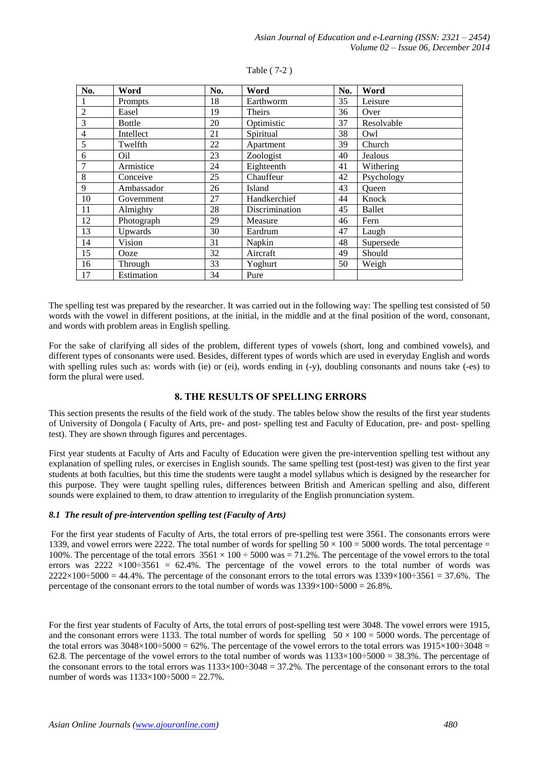Table ( 7-2 )

| No. | Word | No. | Word | No. | Word |
|---|---|---|---|---|---|
| 1 | Prompts | 18 | Earthworm | 35 | Leisure |
| 2 | Easel | 19 | Theirs | 36 | Over |
| 3 | Bottle | 20 | Optimistic | 37 | Resolvable |
| 4 | Intellect | 21 | Spiritual | 38 | Owl |
| 5 | Twelfth | 22 | Apartment | 39 | Church |
| 6 | Oil | 23 | Zoologist | 40 | Jealous |
| 7 | Armistice | 24 | Eighteenth | 41 | Withering |
| 8 | Conceive | 25 | Chauffeur | 42 | Psychology |
| 9 | Ambassador | 26 | Island | 43 | Queen |
| 10 | Government | 27 | Handkerchief | 44 | Knock |
| 11 | Almighty | 28 | Discrimination | 45 | Ballet |
| 12 | Photograph | 29 | Measure | 46 | Fern |
| 13 | Upwards | 30 | Eardrum | 47 | Laugh |
| 14 | Vision | 31 | Napkin | 48 | Supersede |
| 15 | Ooze | 32 | Aircraft | 49 | Should |
| 16 | Through | 33 | Yoghurt | 50 | Weigh |
| 17 | Estimation | 34 | Pure | | |

The spelling test was prepared by the researcher. It was carried out in the following way: The spelling test consisted of 50 words with the vowel in different positions, at the initial, in the middle and at the final position of the word, consonant, and words with problem areas in English spelling.

For the sake of clarifying all sides of the problem, different types of vowels (short, long and combined vowels), and different types of consonants were used. Besides, different types of words which are used in everyday English and words with spelling rules such as: words with (ie) or (ei), words ending in (-y), doubling consonants and nouns take (-es) to form the plural were used.

## 8. THE RESULTS OF SPELLING ERRORS

This section presents the results of the field work of the study. The tables below show the results of the first year students of University of Dongola ( Faculty of Arts, pre- and post- spelling test and Faculty of Education, pre- and post- spelling test). They are shown through figures and percentages.

First year students at Faculty of Arts and Faculty of Education were given the pre-intervention spelling test without any explanation of spelling rules, or exercises in English sounds. The same spelling test (post-test) was given to the first year students at both faculties, but this time the students were taught a model syllabus which is designed by the researcher for this purpose. They were taught spelling rules, differences between British and American spelling and also, different sounds were explained to them, to draw attention to irregularity of the English pronunciation system.

### *8.1 The result of pre-intervention spelling test (Faculty of Arts)*

For the first year students of Faculty of Arts, the total errors of pre-spelling test were 3561. The consonants errors were 1339, and vowel errors were 2222. The total number of words for spelling $50 \times 100 = 5000$ words. The total percentage = 100%. The percentage of the total errors $3561 \times 100 \div 5000$ was = 71.2%. The percentage of the vowel errors to the total errors was $2222 \times 100 \div 3561 = 62.4\%$. The percentage of the vowel errors to the total number of words was $2222 \times 100 \div 5000 = 44.4\%$. The percentage of the consonant errors to the total errors was $1339 \times 100 \div 3561 = 37.6\%$. The percentage of the consonant errors to the total number of words was $1339 \times 100 \div 5000 = 26.8\%$.

For the first year students of Faculty of Arts, the total errors of post-spelling test were 3048. The vowel errors were 1915, and the consonant errors were 1133. The total number of words for spelling $50 \times 100 = 5000$ words. The percentage of the total errors was $3048 \times 100 \div 5000 = 62\%$. The percentage of the vowel errors to the total errors was $1915 \times 100 \div 3048 = 62.8$. The percentage of the vowel errors to the total number of words was $1133 \times 100 \div 5000 = 38.3\%$. The percentage of the consonant errors to the total errors was $1133 \times 100 \div 3048 = 37.2\%$. The percentage of the consonant errors to the total number of words was $1133 \times 100 \div 5000 = 22.7\%$.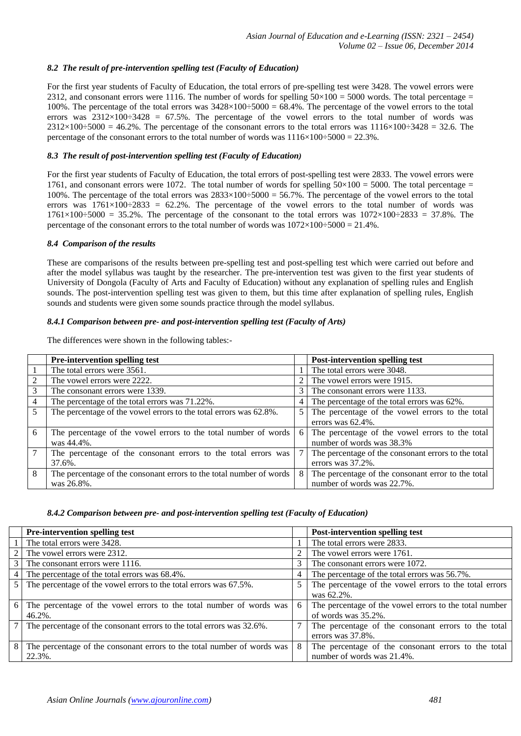### *8.2 The result of pre-intervention spelling test (Faculty of Education)*

For the first year students of Faculty of Education, the total errors of pre-spelling test were 3428. The vowel errors were 2312, and consonant errors were 1116. The number of words for spelling $50\times100 = 5000$ words. The total percentage = 100%. The percentage of the total errors was $3428\times100\div5000 = 68.4\%$. The percentage of the vowel errors to the total errors was $2312\times100\div3428 = 67.5\%$. The percentage of the vowel errors to the total number of words was $2312\times100\div5000 = 46.2\%$. The percentage of the consonant errors to the total errors was $1116\times100\div3428 = 32.6$. The percentage of the consonant errors to the total number of words was $1116\times100\div5000 = 22.3\%$.

### *8.3 The result of post-intervention spelling test (Faculty of Education)*

For the first year students of Faculty of Education, the total errors of post-spelling test were 2833. The vowel errors were 1761, and consonant errors were 1072. The total number of words for spelling $50\times100 = 5000$. The total percentage = 100%. The percentage of the total errors was $2833\times100\div5000 = 56.7\%$. The percentage of the vowel errors to the total errors was $1761\times100\div2833 = 62.2\%$. The percentage of the vowel errors to the total number of words was $1761\times100\div5000 = 35.2\%$. The percentage of the consonant to the total errors was $1072\times100\div2833 = 37.8\%$. The percentage of the consonant errors to the total number of words was $1072\times100\div5000 = 21.4\%$.

### *8.4 Comparison of the results*

These are comparisons of the results between pre-spelling test and post-spelling test which were carried out before and after the model syllabus was taught by the researcher. The pre-intervention test was given to the first year students of University of Dongola (Faculty of Arts and Faculty of Education) without any explanation of spelling rules and English sounds. The post-intervention spelling test was given to them, but this time after explanation of spelling rules, English sounds and students were given some sounds practice through the model syllabus.

#### *8.4.1 Comparison between pre- and post-intervention spelling test (Faculty of Arts)*

The differences were shown in the following tables:-

| | **Pre-intervention spelling test** | | **Post-intervention spelling test** |
|---|---|---|---|
| 1 | The total errors were 3561. | 1 | The total errors were 3048. |
| 2 | The vowel errors were 2222. | 2 | The vowel errors were 1915. |
| 3 | The consonant errors were 1339. | 3 | The consonant errors were 1133. |
| 4 | The percentage of the total errors was 71.22%. | 4 | The percentage of the total errors was 62%. |
| 5 | The percentage of the vowel errors to the total errors was 62.8%. | 5 | The percentage of the vowel errors to the total errors was 62.4%. |
| 6 | The percentage of the vowel errors to the total number of words was 44.4%. | 6 | The percentage of the vowel errors to the total number of words was 38.3% |
| 7 | The percentage of the consonant errors to the total errors was 37.6%. | 7 | The percentage of the consonant errors to the total errors was 37.2%. |
| 8 | The percentage of the consonant errors to the total number of words was 26.8%. | 8 | The percentage of the consonant error to the total number of words was 22.7%. |

#### *8.4.2 Comparison between pre- and post-intervention spelling test (Faculty of Education)*

| | **Pre-intervention spelling test** | | **Post-intervention spelling test** |
|---|---|---|---|
| 1 | The total errors were 3428. | 1 | The total errors were 2833. |
| 2 | The vowel errors were 2312. | 2 | The vowel errors were 1761. |
| 3 | The consonant errors were 1116. | 3 | The consonant errors were 1072. |
| 4 | The percentage of the total errors was 68.4%. | 4 | The percentage of the total errors was 56.7%. |
| 5 | The percentage of the vowel errors to the total errors was 67.5%. | 5 | The percentage of the vowel errors to the total errors was 62.2%. |
| 6 | The percentage of the vowel errors to the total number of words was 46.2%. | 6 | The percentage of the vowel errors to the total number of words was 35.2%. |
| 7 | The percentage of the consonant errors to the total errors was 32.6%. | 7 | The percentage of the consonant errors to the total errors was 37.8%. |
| 8 | The percentage of the consonant errors to the total number of words was 22.3%. | 8 | The percentage of the consonant errors to the total number of words was 21.4%. |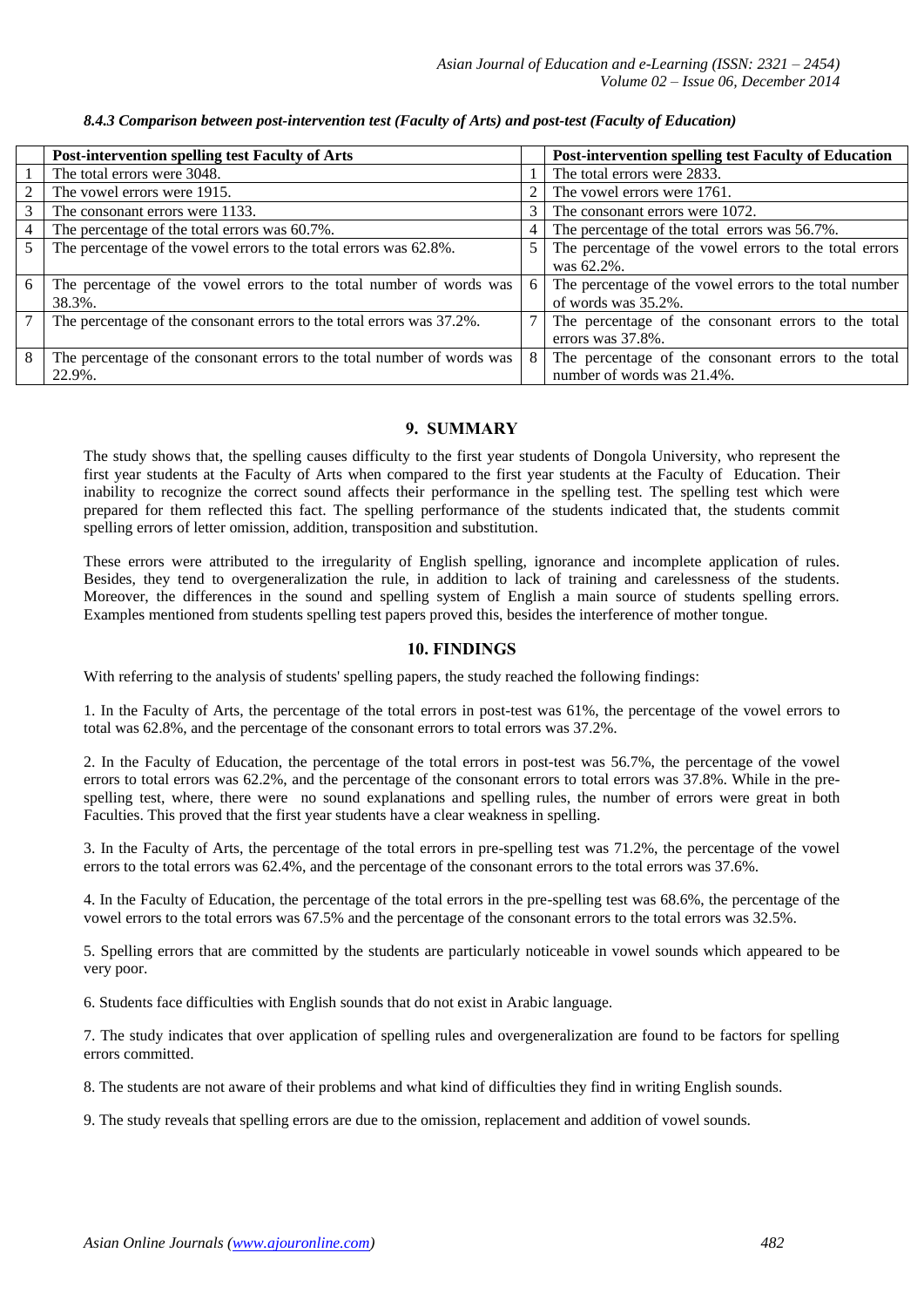#### *8.4.3 Comparison between post-intervention test (Faculty of Arts) and post-test (Faculty of Education)*

| | Post-intervention spelling test Faculty of Arts | | Post-intervention spelling test Faculty of Education |
|---|---|---|---|
| 1 | The total errors were 3048. | 1 | The total errors were 2833. |
| 2 | The vowel errors were 1915. | 2 | The vowel errors were 1761. |
| 3 | The consonant errors were 1133. | 3 | The consonant errors were 1072. |
| 4 | The percentage of the total errors was 60.7%. | 4 | The percentage of the total errors was 56.7%. |
| 5 | The percentage of the vowel errors to the total errors was 62.8%. | 5 | The percentage of the vowel errors to the total errors was 62.2%. |
| 6 | The percentage of the vowel errors to the total number of words was 38.3%. | 6 | The percentage of the vowel errors to the total number of words was 35.2%. |
| 7 | The percentage of the consonant errors to the total errors was 37.2%. | 7 | The percentage of the consonant errors to the total errors was 37.8%. |
| 8 | The percentage of the consonant errors to the total number of words was 22.9%. | 8 | The percentage of the consonant errors to the total number of words was 21.4%. |

## 9. SUMMARY

The study shows that, the spelling causes difficulty to the first year students of Dongola University, who represent the first year students at the Faculty of Arts when compared to the first year students at the Faculty of Education. Their inability to recognize the correct sound affects their performance in the spelling test. The spelling test which were prepared for them reflected this fact. The spelling performance of the students indicated that, the students commit spelling errors of letter omission, addition, transposition and substitution.

These errors were attributed to the irregularity of English spelling, ignorance and incomplete application of rules. Besides, they tend to overgeneralization the rule, in addition to lack of training and carelessness of the students. Moreover, the differences in the sound and spelling system of English a main source of students spelling errors. Examples mentioned from students spelling test papers proved this, besides the interference of mother tongue.

## 10. FINDINGS

With referring to the analysis of students' spelling papers, the study reached the following findings:

1. In the Faculty of Arts, the percentage of the total errors in post-test was 61%, the percentage of the vowel errors to total was 62.8%, and the percentage of the consonant errors to total errors was 37.2%.

2. In the Faculty of Education, the percentage of the total errors in post-test was 56.7%, the percentage of the vowel errors to total errors was 62.2%, and the percentage of the consonant errors to total errors was 37.8%. While in the pre-spelling test, where, there were no sound explanations and spelling rules, the number of errors were great in both Faculties. This proved that the first year students have a clear weakness in spelling.

3. In the Faculty of Arts, the percentage of the total errors in pre-spelling test was 71.2%, the percentage of the vowel errors to the total errors was 62.4%, and the percentage of the consonant errors to the total errors was 37.6%.

4. In the Faculty of Education, the percentage of the total errors in the pre-spelling test was 68.6%, the percentage of the vowel errors to the total errors was 67.5% and the percentage of the consonant errors to the total errors was 32.5%.

5. Spelling errors that are committed by the students are particularly noticeable in vowel sounds which appeared to be very poor.

6. Students face difficulties with English sounds that do not exist in Arabic language.

7. The study indicates that over application of spelling rules and overgeneralization are found to be factors for spelling errors committed.

8. The students are not aware of their problems and what kind of difficulties they find in writing English sounds.

9. The study reveals that spelling errors are due to the omission, replacement and addition of vowel sounds.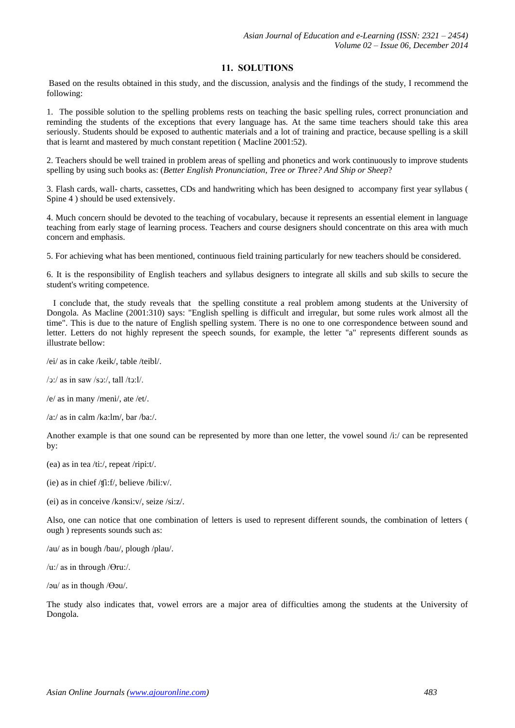## 11. SOLUTIONS

Based on the results obtained in this study, and the discussion, analysis and the findings of the study, I recommend the following:

1. The possible solution to the spelling problems rests on teaching the basic spelling rules, correct pronunciation and reminding the students of the exceptions that every language has. At the same time teachers should take this area seriously. Students should be exposed to authentic materials and a lot of training and practice, because spelling is a skill that is learnt and mastered by much constant repetition ( Macline 2001:52).

2. Teachers should be well trained in problem areas of spelling and phonetics and work continuously to improve students spelling by using such books as: (*Better English Pronunciation, Tree or Three? And Ship or Sheep*?

3. Flash cards, wall- charts, cassettes, CDs and handwriting which has been designed to accompany first year syllabus ( Spine 4 ) should be used extensively.

4. Much concern should be devoted to the teaching of vocabulary, because it represents an essential element in language teaching from early stage of learning process. Teachers and course designers should concentrate on this area with much concern and emphasis.

5. For achieving what has been mentioned, continuous field training particularly for new teachers should be considered.

6. It is the responsibility of English teachers and syllabus designers to integrate all skills and sub skills to secure the student's writing competence.

I conclude that, the study reveals that the spelling constitute a real problem among students at the University of Dongola. As Macline (2001:310) says: "English spelling is difficult and irregular, but some rules work almost all the time". This is due to the nature of English spelling system. There is no one to one correspondence between sound and letter. Letters do not highly represent the speech sounds, for example, the letter "a" represents different sounds as illustrate bellow:

/ei/ as in cake /keik/, table /teibl/.

/ɔ:/ as in saw /sɔ:/, tall /tɔ:l/.

/e/ as in many /meni/, ate /et/.

/a:/ as in calm /ka:lm/, bar /ba:/.

Another example is that one sound can be represented by more than one letter, the vowel sound /i:/ can be represented by:

(ea) as in tea /ti:/, repeat /ripi:t/.

(ie) as in chief /ʧi:f/, believe /bili:v/.

(ei) as in conceive /kənsi:v/, seize /si:z/.

Also, one can notice that one combination of letters is used to represent different sounds, the combination of letters ( ough ) represents sounds such as:

/au/ as in bough /bau/, plough /plau/.

/u:/ as in through /Ɵru:/.

/əu/ as in though /Ɵəu/.

The study also indicates that, vowel errors are a major area of difficulties among the students at the University of Dongola.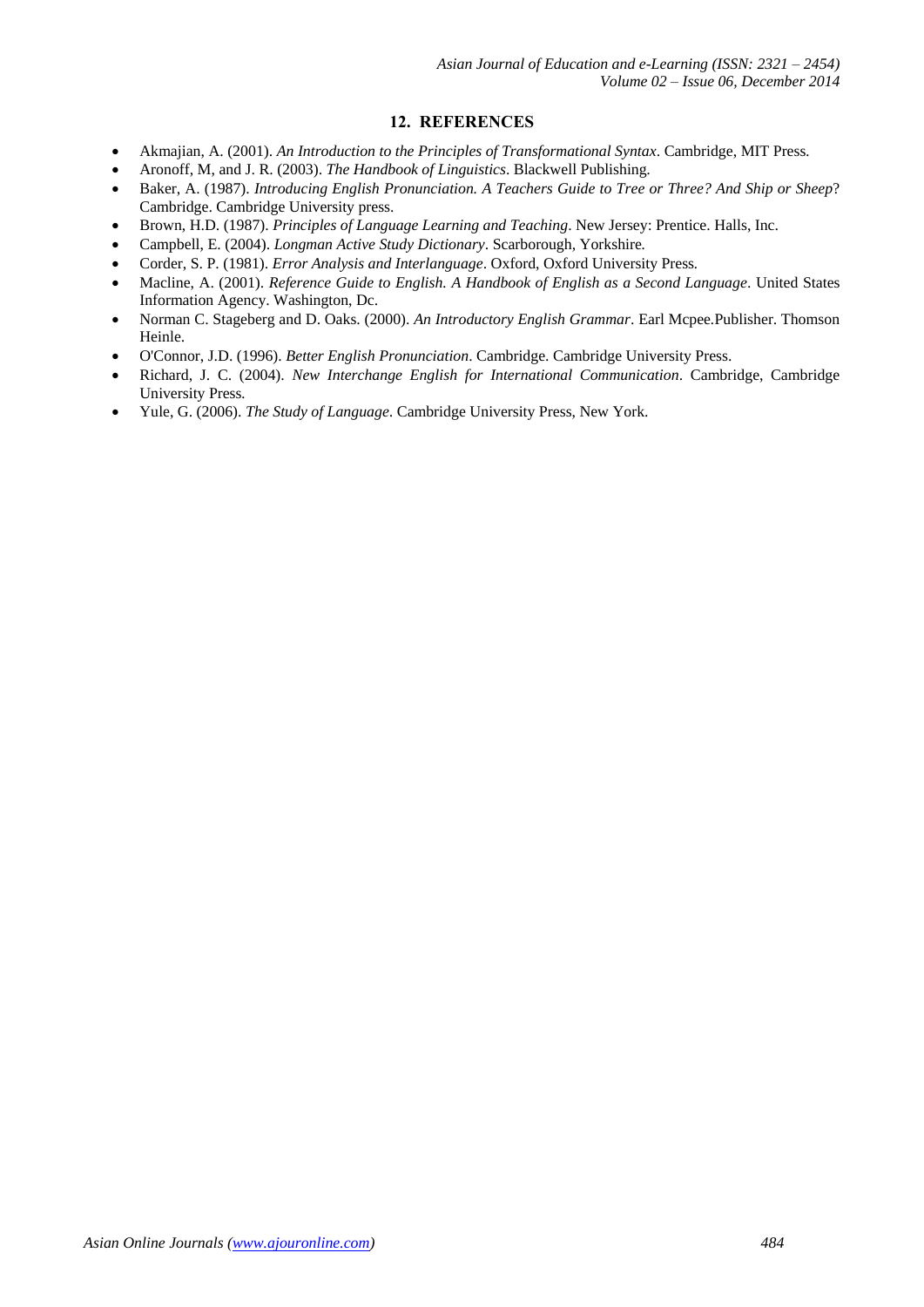## 12. REFERENCES

- Akmajian, A. (2001). *An Introduction to the Principles of Transformational Syntax*. Cambridge, MIT Press.
- Aronoff, M, and J. R. (2003). *The Handbook of Linguistics*. Blackwell Publishing.
- Baker, A. (1987). *Introducing English Pronunciation. A Teachers Guide to Tree or Three? And Ship or Sheep*? Cambridge. Cambridge University press.
- Brown, H.D. (1987). *Principles of Language Learning and Teaching*. New Jersey: Prentice. Halls, Inc.
- Campbell, E. (2004). *Longman Active Study Dictionary*. Scarborough, Yorkshire.
- Corder, S. P. (1981). *Error Analysis and Interlanguage*. Oxford, Oxford University Press.
- Macline, A. (2001). *Reference Guide to English. A Handbook of English as a Second Language*. United States Information Agency. Washington, Dc.
- Norman C. Stageberg and D. Oaks. (2000). *An Introductory English Grammar*. Earl Mcpee.Publisher. Thomson Heinle.
- O'Connor, J.D. (1996). *Better English Pronunciation*. Cambridge. Cambridge University Press.
- Richard, J. C. (2004). *New Interchange English for International Communication*. Cambridge, Cambridge University Press.
- Yule, G. (2006). *The Study of Language*. Cambridge University Press, New York.